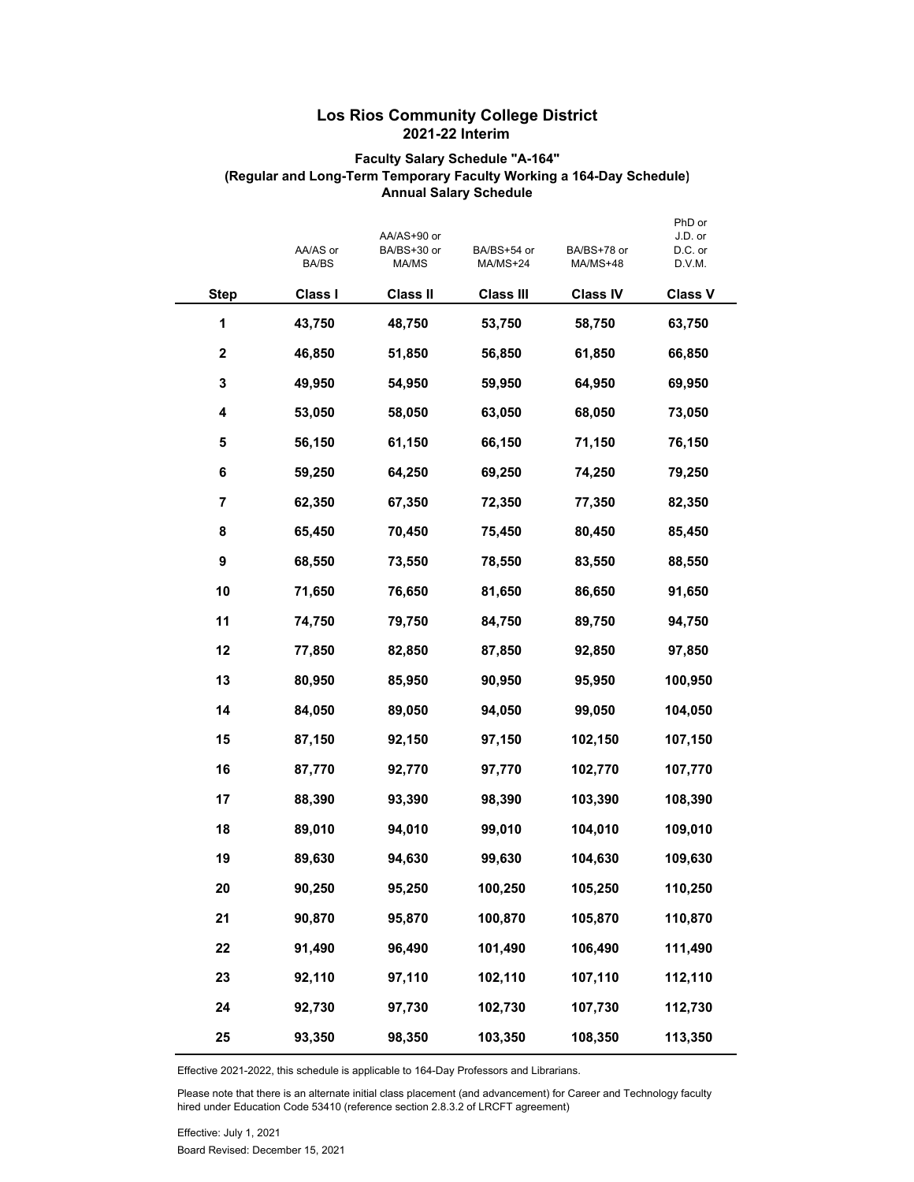# Los Rios Community College District
## 2021-22 Interim

### Faculty Salary Schedule "A-164"
### (Regular and Long-Term Temporary Faculty Working a 164-Day Schedule)
### Annual Salary Schedule

| Step | AA/AS or BA/BS<br>**Class I** | AA/AS+90 or BA/BS+30 or MA/MS<br>**Class II** | BA/BS+54 or MA/MS+24<br>**Class III** | BA/BS+78 or MA/MS+48<br>**Class IV** | PhD or J.D. or D.C. or D.V.M.<br>**Class V** |
|---|---|---|---|---|---|
| **1** | **43,750** | **48,750** | **53,750** | **58,750** | **63,750** |
| **2** | **46,850** | **51,850** | **56,850** | **61,850** | **66,850** |
| **3** | **49,950** | **54,950** | **59,950** | **64,950** | **69,950** |
| **4** | **53,050** | **58,050** | **63,050** | **68,050** | **73,050** |
| **5** | **56,150** | **61,150** | **66,150** | **71,150** | **76,150** |
| **6** | **59,250** | **64,250** | **69,250** | **74,250** | **79,250** |
| **7** | **62,350** | **67,350** | **72,350** | **77,350** | **82,350** |
| **8** | **65,450** | **70,450** | **75,450** | **80,450** | **85,450** |
| **9** | **68,550** | **73,550** | **78,550** | **83,550** | **88,550** |
| **10** | **71,650** | **76,650** | **81,650** | **86,650** | **91,650** |
| **11** | **74,750** | **79,750** | **84,750** | **89,750** | **94,750** |
| **12** | **77,850** | **82,850** | **87,850** | **92,850** | **97,850** |
| **13** | **80,950** | **85,950** | **90,950** | **95,950** | **100,950** |
| **14** | **84,050** | **89,050** | **94,050** | **99,050** | **104,050** |
| **15** | **87,150** | **92,150** | **97,150** | **102,150** | **107,150** |
| **16** | **87,770** | **92,770** | **97,770** | **102,770** | **107,770** |
| **17** | **88,390** | **93,390** | **98,390** | **103,390** | **108,390** |
| **18** | **89,010** | **94,010** | **99,010** | **104,010** | **109,010** |
| **19** | **89,630** | **94,630** | **99,630** | **104,630** | **109,630** |
| **20** | **90,250** | **95,250** | **100,250** | **105,250** | **110,250** |
| **21** | **90,870** | **95,870** | **100,870** | **105,870** | **110,870** |
| **22** | **91,490** | **96,490** | **101,490** | **106,490** | **111,490** |
| **23** | **92,110** | **97,110** | **102,110** | **107,110** | **112,110** |
| **24** | **92,730** | **97,730** | **102,730** | **107,730** | **112,730** |
| **25** | **93,350** | **98,350** | **103,350** | **108,350** | **113,350** |

Effective 2021-2022, this schedule is applicable to 164-Day Professors and Librarians.

Please note that there is an alternate initial class placement (and advancement) for Career and Technology faculty hired under Education Code 53410 (reference section 2.8.3.2 of LRCFT agreement)

Effective: July 1, 2021

Board Revised: December 15, 2021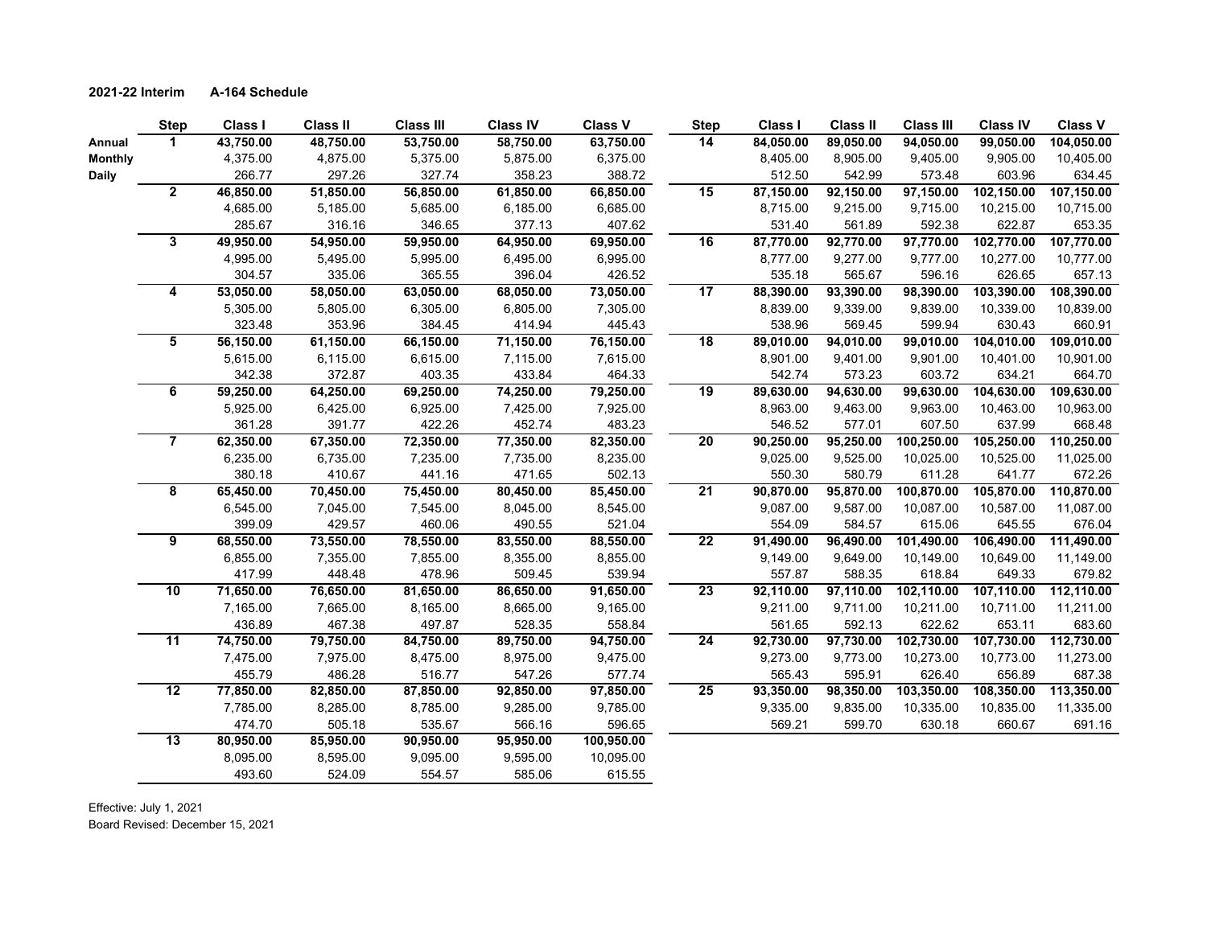**2021-22 Interim A-164 Schedule**

| | Step | Class I | Class II | Class III | Class IV | Class V |
|---|---|---|---|---|---|---|
| Annual | **1** | **43,750.00** | **48,750.00** | **53,750.00** | **58,750.00** | **63,750.00** |
| Monthly | | 4,375.00 | 4,875.00 | 5,375.00 | 5,875.00 | 6,375.00 |
| Daily | | 266.77 | 297.26 | 327.74 | 358.23 | 388.72 |
| | **2** | **46,850.00** | **51,850.00** | **56,850.00** | **61,850.00** | **66,850.00** |
| | | 4,685.00 | 5,185.00 | 5,685.00 | 6,185.00 | 6,685.00 |
| | | 285.67 | 316.16 | 346.65 | 377.13 | 407.62 |
| | **3** | **49,950.00** | **54,950.00** | **59,950.00** | **64,950.00** | **69,950.00** |
| | | 4,995.00 | 5,495.00 | 5,995.00 | 6,495.00 | 6,995.00 |
| | | 304.57 | 335.06 | 365.55 | 396.04 | 426.52 |
| | **4** | **53,050.00** | **58,050.00** | **63,050.00** | **68,050.00** | **73,050.00** |
| | | 5,305.00 | 5,805.00 | 6,305.00 | 6,805.00 | 7,305.00 |
| | | 323.48 | 353.96 | 384.45 | 414.94 | 445.43 |
| | **5** | **56,150.00** | **61,150.00** | **66,150.00** | **71,150.00** | **76,150.00** |
| | | 5,615.00 | 6,115.00 | 6,615.00 | 7,115.00 | 7,615.00 |
| | | 342.38 | 372.87 | 403.35 | 433.84 | 464.33 |
| | **6** | **59,250.00** | **64,250.00** | **69,250.00** | **74,250.00** | **79,250.00** |
| | | 5,925.00 | 6,425.00 | 6,925.00 | 7,425.00 | 7,925.00 |
| | | 361.28 | 391.77 | 422.26 | 452.74 | 483.23 |
| | **7** | **62,350.00** | **67,350.00** | **72,350.00** | **77,350.00** | **82,350.00** |
| | | 6,235.00 | 6,735.00 | 7,235.00 | 7,735.00 | 8,235.00 |
| | | 380.18 | 410.67 | 441.16 | 471.65 | 502.13 |
| | **8** | **65,450.00** | **70,450.00** | **75,450.00** | **80,450.00** | **85,450.00** |
| | | 6,545.00 | 7,045.00 | 7,545.00 | 8,045.00 | 8,545.00 |
| | | 399.09 | 429.57 | 460.06 | 490.55 | 521.04 |
| | **9** | **68,550.00** | **73,550.00** | **78,550.00** | **83,550.00** | **88,550.00** |
| | | 6,855.00 | 7,355.00 | 7,855.00 | 8,355.00 | 8,855.00 |
| | | 417.99 | 448.48 | 478.96 | 509.45 | 539.94 |
| | **10** | **71,650.00** | **76,650.00** | **81,650.00** | **86,650.00** | **91,650.00** |
| | | 7,165.00 | 7,665.00 | 8,165.00 | 8,665.00 | 9,165.00 |
| | | 436.89 | 467.38 | 497.87 | 528.35 | 558.84 |
| | **11** | **74,750.00** | **79,750.00** | **84,750.00** | **89,750.00** | **94,750.00** |
| | | 7,475.00 | 7,975.00 | 8,475.00 | 8,975.00 | 9,475.00 |
| | | 455.79 | 486.28 | 516.77 | 547.26 | 577.74 |
| | **12** | **77,850.00** | **82,850.00** | **87,850.00** | **92,850.00** | **97,850.00** |
| | | 7,785.00 | 8,285.00 | 8,785.00 | 9,285.00 | 9,785.00 |
| | | 474.70 | 505.18 | 535.67 | 566.16 | 596.65 |
| | **13** | **80,950.00** | **85,950.00** | **90,950.00** | **95,950.00** | **100,950.00** |
| | | 8,095.00 | 8,595.00 | 9,095.00 | 9,595.00 | 10,095.00 |
| | | 493.60 | 524.09 | 554.57 | 585.06 | 615.55 |
| | **14** | **84,050.00** | **89,050.00** | **94,050.00** | **99,050.00** | **104,050.00** |
| | | 8,405.00 | 8,905.00 | 9,405.00 | 9,905.00 | 10,405.00 |
| | | 512.50 | 542.99 | 573.48 | 603.96 | 634.45 |
| | **15** | **87,150.00** | **92,150.00** | **97,150.00** | **102,150.00** | **107,150.00** |
| | | 8,715.00 | 9,215.00 | 9,715.00 | 10,215.00 | 10,715.00 |
| | | 531.40 | 561.89 | 592.38 | 622.87 | 653.35 |
| | **16** | **87,770.00** | **92,770.00** | **97,770.00** | **102,770.00** | **107,770.00** |
| | | 8,777.00 | 9,277.00 | 9,777.00 | 10,277.00 | 10,777.00 |
| | | 535.18 | 565.67 | 596.16 | 626.65 | 657.13 |
| | **17** | **88,390.00** | **93,390.00** | **98,390.00** | **103,390.00** | **108,390.00** |
| | | 8,839.00 | 9,339.00 | 9,839.00 | 10,339.00 | 10,839.00 |
| | | 538.96 | 569.45 | 599.94 | 630.43 | 660.91 |
| | **18** | **89,010.00** | **94,010.00** | **99,010.00** | **104,010.00** | **109,010.00** |
| | | 8,901.00 | 9,401.00 | 9,901.00 | 10,401.00 | 10,901.00 |
| | | 542.74 | 573.23 | 603.72 | 634.21 | 664.70 |
| | **19** | **89,630.00** | **94,630.00** | **99,630.00** | **104,630.00** | **109,630.00** |
| | | 8,963.00 | 9,463.00 | 9,963.00 | 10,463.00 | 10,963.00 |
| | | 546.52 | 577.01 | 607.50 | 637.99 | 668.48 |
| | **20** | **90,250.00** | **95,250.00** | **100,250.00** | **105,250.00** | **110,250.00** |
| | | 9,025.00 | 9,525.00 | 10,025.00 | 10,525.00 | 11,025.00 |
| | | 550.30 | 580.79 | 611.28 | 641.77 | 672.26 |
| | **21** | **90,870.00** | **95,870.00** | **100,870.00** | **105,870.00** | **110,870.00** |
| | | 9,087.00 | 9,587.00 | 10,087.00 | 10,587.00 | 11,087.00 |
| | | 554.09 | 584.57 | 615.06 | 645.55 | 676.04 |
| | **22** | **91,490.00** | **96,490.00** | **101,490.00** | **106,490.00** | **111,490.00** |
| | | 9,149.00 | 9,649.00 | 10,149.00 | 10,649.00 | 11,149.00 |
| | | 557.87 | 588.35 | 618.84 | 649.33 | 679.82 |
| | **23** | **92,110.00** | **97,110.00** | **102,110.00** | **107,110.00** | **112,110.00** |
| | | 9,211.00 | 9,711.00 | 10,211.00 | 10,711.00 | 11,211.00 |
| | | 561.65 | 592.13 | 622.62 | 653.11 | 683.60 |
| | **24** | **92,730.00** | **97,730.00** | **102,730.00** | **107,730.00** | **112,730.00** |
| | | 9,273.00 | 9,773.00 | 10,273.00 | 10,773.00 | 11,273.00 |
| | | 565.43 | 595.91 | 626.40 | 656.89 | 687.38 |
| | **25** | **93,350.00** | **98,350.00** | **103,350.00** | **108,350.00** | **113,350.00** |
| | | 9,335.00 | 9,835.00 | 10,335.00 | 10,835.00 | 11,335.00 |
| | | 569.21 | 599.70 | 630.18 | 660.67 | 691.16 |

Effective: July 1, 2021

Board Revised: December 15, 2021